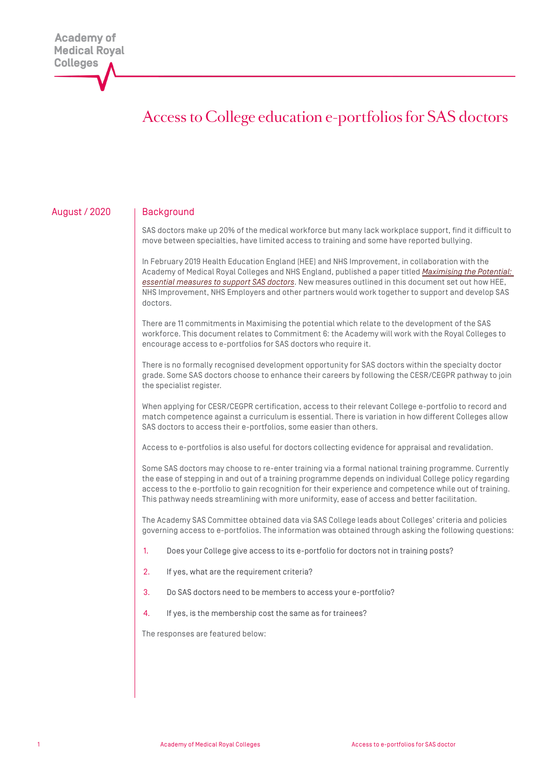Academy of Medical Royal Colleges

# Access to College education e-portfolios for SAS doctors

August / 2020

## Background

SAS doctors make up 20% of the medical workforce but many lack workplace support, find it difficult to move between specialties, have limited access to training and some have reported bullying.

In February 2019 Health Education England (HEE) and NHS Improvement, in collaboration with the Academy of Medical Royal Colleges and NHS England, published a paper titled *Maximising the Potential: essential measures to support SAS doctors*. New measures outlined in this document set out how HEE, NHS Improvement, NHS Employers and other partners would work together to support and develop SAS doctors.

There are 11 commitments in Maximising the potential which relate to the development of the SAS workforce. This document relates to Commitment 6: the Academy will work with the Royal Colleges to encourage access to e-portfolios for SAS doctors who require it.

There is no formally recognised development opportunity for SAS doctors within the specialty doctor grade. Some SAS doctors choose to enhance their careers by following the CESR/CEGPR pathway to join the specialist register.

When applying for CESR/CEGPR certification, access to their relevant College e-portfolio to record and match competence against a curriculum is essential. There is variation in how different Colleges allow SAS doctors to access their e-portfolios, some easier than others.

Access to e-portfolios is also useful for doctors collecting evidence for appraisal and revalidation.

Some SAS doctors may choose to re-enter training via a formal national training programme. Currently the ease of stepping in and out of a training programme depends on individual College policy regarding access to the e-portfolio to gain recognition for their experience and competence while out of training. This pathway needs streamlining with more uniformity, ease of access and better facilitation.

The Academy SAS Committee obtained data via SAS College leads about Colleges' criteria and policies governing access to e-portfolios. The information was obtained through asking the following questions:

1. Does your College give access to its e-portfolio for doctors not in training posts?
2. If yes, what are the requirement criteria?
3. Do SAS doctors need to be members to access your e-portfolio?
4. If yes, is the membership cost the same as for trainees?

The responses are featured below: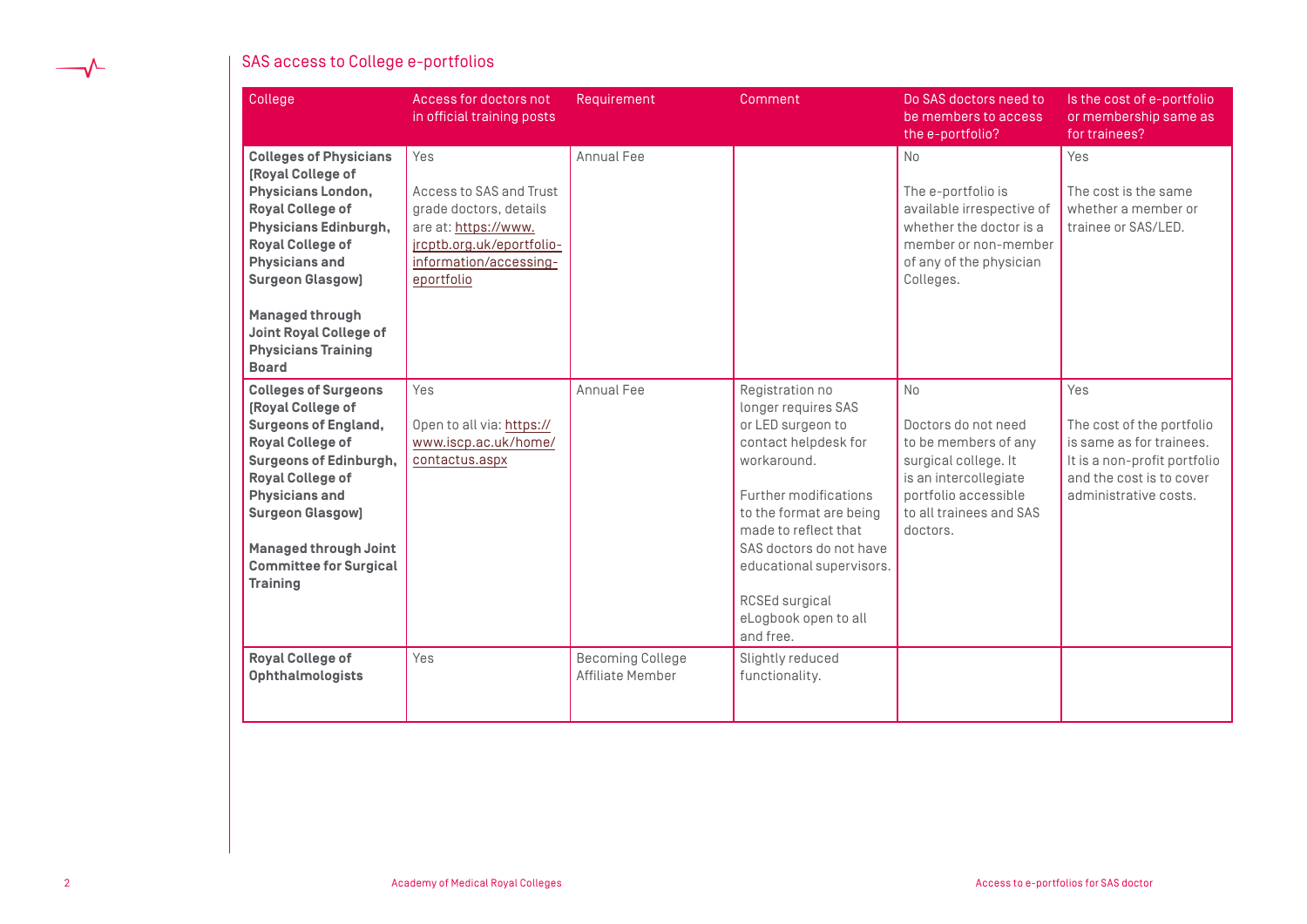## SAS access to College e-portfolios

| College | Access for doctors not in official training posts | Requirement | Comment | Do SAS doctors need to be members to access the e-portfolio? | Is the cost of e-portfolio or membership same as for trainees? |
|---|---|---|---|---|---|
| **Colleges of Physicians (Royal College of Physicians London, Royal College of Physicians Edinburgh, Royal College of Physicians and Surgeon Glasgow)** <br><br> **Managed through Joint Royal College of Physicians Training Board** | Yes <br><br> Access to SAS and Trust grade doctors, details are at: https://www.jrcptb.org.uk/eportfolio-information/accessing-eportfolio | Annual Fee | | No <br><br> The e-portfolio is available irrespective of whether the doctor is a member or non-member of any of the physician Colleges. | Yes <br><br> The cost is the same whether a member or trainee or SAS/LED. |
| **Colleges of Surgeons (Royal College of Surgeons of England, Royal College of Surgeons of Edinburgh, Royal College of Physicians and Surgeon Glasgow)** <br><br> **Managed through Joint Committee for Surgical Training** | Yes <br><br> Open to all via: https://www.iscp.ac.uk/home/contactus.aspx | Annual Fee | Registration no longer requires SAS or LED surgeon to contact helpdesk for workaround. <br><br> Further modifications to the format are being made to reflect that SAS doctors do not have educational supervisors. <br><br> RCSEd surgical eLogbook open to all and free. | No <br><br> Doctors do not need to be members of any surgical college. It is an intercollegiate portfolio accessible to all trainees and SAS doctors. | Yes <br><br> The cost of the portfolio is same as for trainees. It is a non-profit portfolio and the cost is to cover administrative costs. |
| **Royal College of Ophthalmologists** | Yes | Becoming College Affiliate Member | Slightly reduced functionality. | | |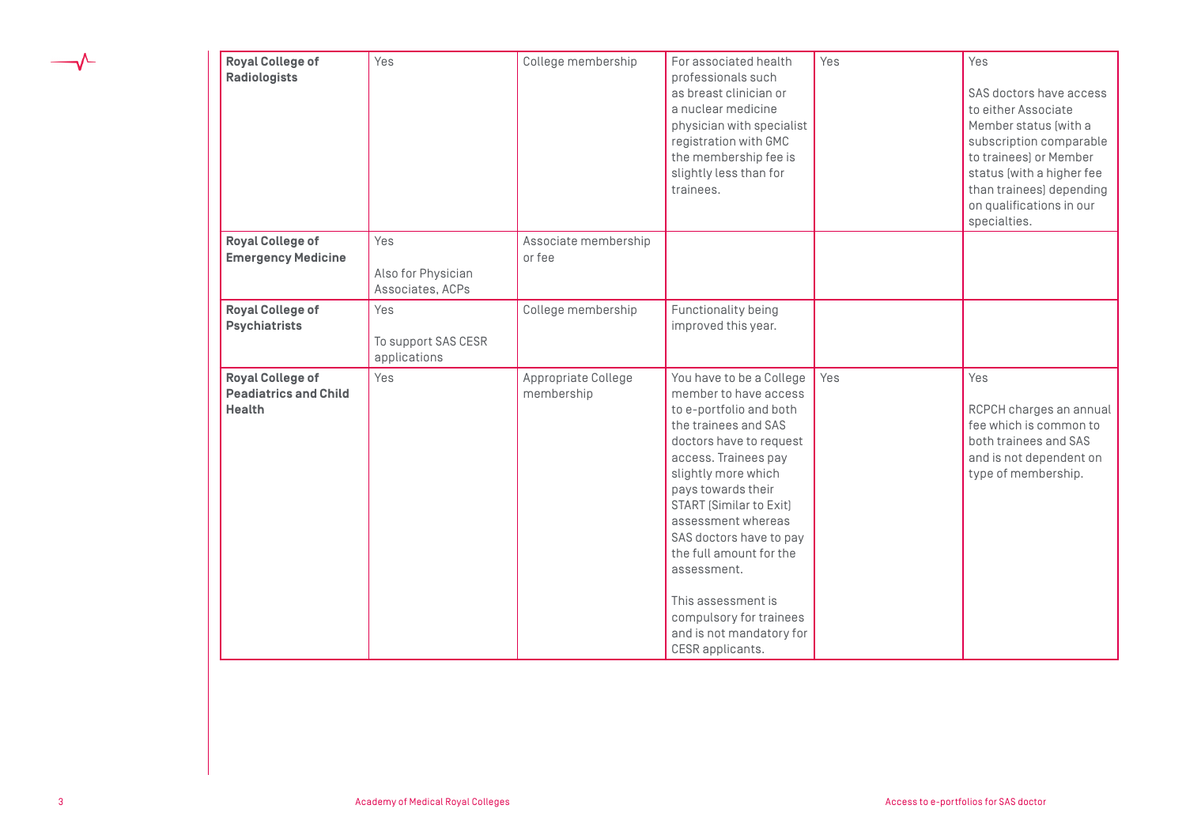| | | | | | |
|---|---|---|---|---|---|
| **Royal College of Radiologists** | Yes | College membership | For associated health professionals such as breast clinician or a nuclear medicine physician with specialist registration with GMC the membership fee is slightly less than for trainees. | Yes | Yes<br><br>SAS doctors have access to either Associate Member status (with a subscription comparable to trainees) or Member status (with a higher fee than trainees) depending on qualifications in our specialties. |
| **Royal College of Emergency Medicine** | Yes<br><br>Also for Physician Associates, ACPs | Associate membership or fee | | | |
| **Royal College of Psychiatrists** | Yes<br><br>To support SAS CESR applications | College membership | Functionality being improved this year. | | |
| **Royal College of Peadiatrics and Child Health** | Yes | Appropriate College membership | You have to be a College member to have access to e-portfolio and both the trainees and SAS doctors have to request access. Trainees pay slightly more which pays towards their START (Similar to Exit) assessment whereas SAS doctors have to pay the full amount for the assessment.<br><br>This assessment is compulsory for trainees and is not mandatory for CESR applicants. | Yes | Yes<br><br>RCPCH charges an annual fee which is common to both trainees and SAS and is not dependent on type of membership. |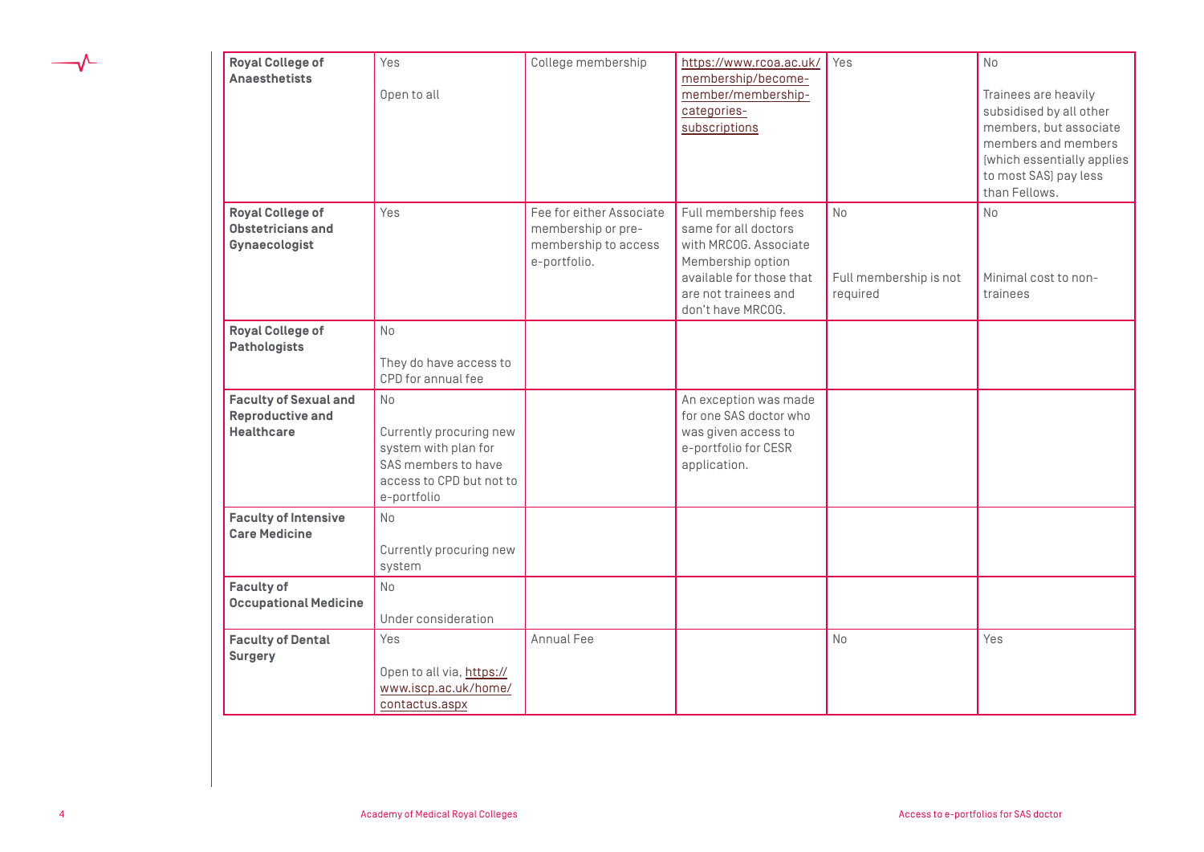| | | | | | |
|---|---|---|---|---|---|
| **Royal College of Anaesthetists** | Yes<br><br>Open to all | College membership | https://www.rcoa.ac.uk/membership/become-member/membership-categories-subscriptions | Yes | No<br><br>Trainees are heavily subsidised by all other members, but associate members and members (which essentially applies to most SAS) pay less than Fellows. |
| **Royal College of Obstetricians and Gynaecologist** | Yes | Fee for either Associate membership or pre-membership to access e-portfolio. | Full membership fees same for all doctors with MRCOG. Associate Membership option available for those that are not trainees and don't have MRCOG. | No<br><br>Full membership is not required | No<br><br>Minimal cost to non-trainees |
| **Royal College of Pathologists** | No<br><br>They do have access to CPD for annual fee | | | | |
| **Faculty of Sexual and Reproductive and Healthcare** | No<br><br>Currently procuring new system with plan for SAS members to have access to CPD but not to e-portfolio | | An exception was made for one SAS doctor who was given access to e-portfolio for CESR application. | | |
| **Faculty of Intensive Care Medicine** | No<br><br>Currently procuring new system | | | | |
| **Faculty of Occupational Medicine** | No<br><br>Under consideration | | | | |
| **Faculty of Dental Surgery** | Yes<br><br>Open to all via, https://www.iscp.ac.uk/home/contactus.aspx | Annual Fee | | No | Yes |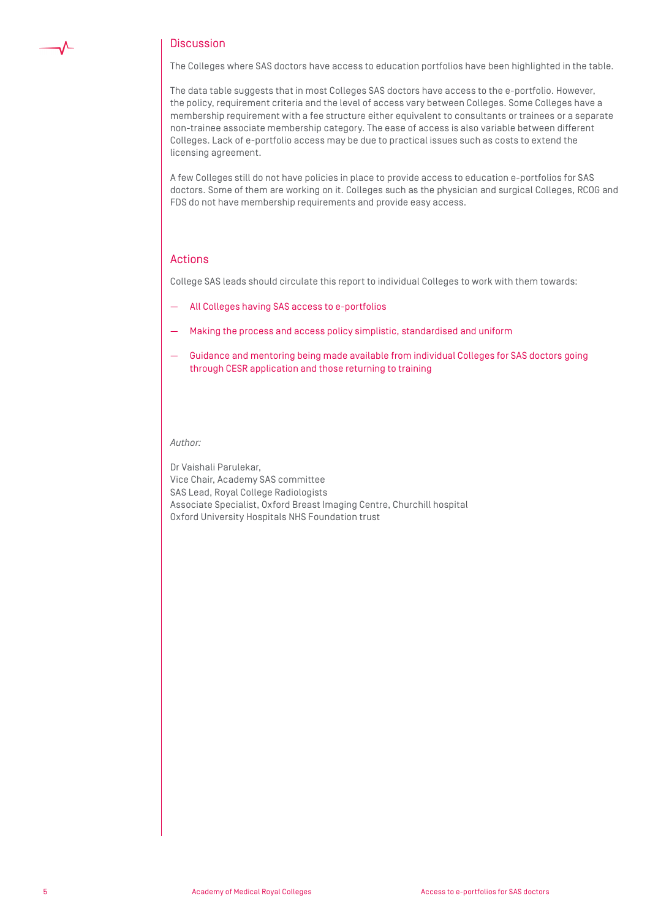## Discussion

The Colleges where SAS doctors have access to education portfolios have been highlighted in the table.

The data table suggests that in most Colleges SAS doctors have access to the e-portfolio. However, the policy, requirement criteria and the level of access vary between Colleges. Some Colleges have a membership requirement with a fee structure either equivalent to consultants or trainees or a separate non-trainee associate membership category. The ease of access is also variable between different Colleges. Lack of e-portfolio access may be due to practical issues such as costs to extend the licensing agreement.

A few Colleges still do not have policies in place to provide access to education e-portfolios for SAS doctors. Some of them are working on it. Colleges such as the physician and surgical Colleges, RCOG and FDS do not have membership requirements and provide easy access.

## Actions

College SAS leads should circulate this report to individual Colleges to work with them towards:

- All Colleges having SAS access to e-portfolios
- Making the process and access policy simplistic, standardised and uniform
- Guidance and mentoring being made available from individual Colleges for SAS doctors going through CESR application and those returning to training

*Author:*

Dr Vaishali Parulekar,
Vice Chair, Academy SAS committee
SAS Lead, Royal College Radiologists
Associate Specialist, Oxford Breast Imaging Centre, Churchill hospital
Oxford University Hospitals NHS Foundation trust